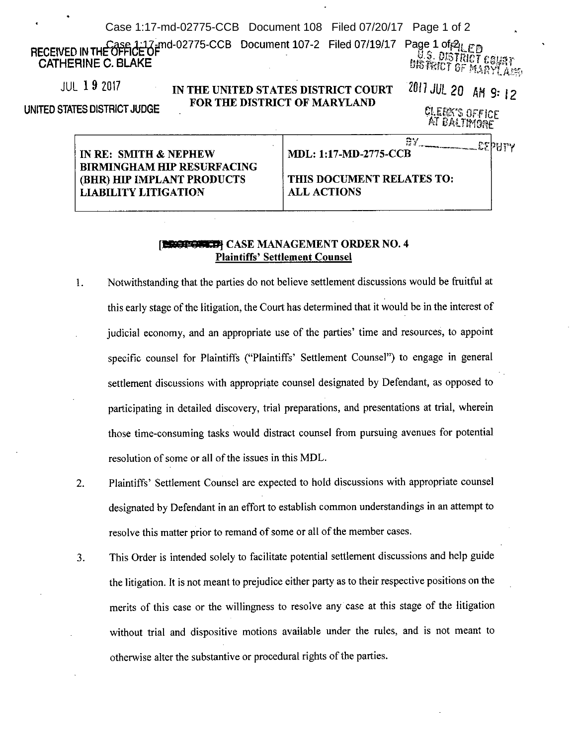RECEIVED IN THE OFFICE OF
CATHERINE C. BLAKE

JUL 19 2017

UNITED STATES DISTRICT JUDGE

FILED
U.S. DISTRICT COURT
DISTRICT OF MARYLAND

2017 JUL 20 AM 9:12

CLERK'S OFFICE
AT BALTIMORE

BY\_\_\_\_\_\_\_\_DEPUTY

**IN THE UNITED STATES DISTRICT COURT**
**FOR THE DISTRICT OF MARYLAND**

| IN RE: SMITH & NEPHEW BIRMINGHAM HIP RESURFACING (BHR) HIP IMPLANT PRODUCTS LIABILITY LITIGATION | MDL: 1:17-MD-2775-CCB<br><br>THIS DOCUMENT RELATES TO: ALL ACTIONS |
|---|---|

## [PROPOSED] CASE MANAGEMENT ORDER NO. 4
**Plaintiffs' Settlement Counsel**

1. Notwithstanding that the parties do not believe settlement discussions would be fruitful at this early stage of the litigation, the Court has determined that it would be in the interest of judicial economy, and an appropriate use of the parties' time and resources, to appoint specific counsel for Plaintiffs ("Plaintiffs' Settlement Counsel") to engage in general settlement discussions with appropriate counsel designated by Defendant, as opposed to participating in detailed discovery, trial preparations, and presentations at trial, wherein those time-consuming tasks would distract counsel from pursuing avenues for potential resolution of some or all of the issues in this MDL.

2. Plaintiffs' Settlement Counsel are expected to hold discussions with appropriate counsel designated by Defendant in an effort to establish common understandings in an attempt to resolve this matter prior to remand of some or all of the member cases.

3. This Order is intended solely to facilitate potential settlement discussions and help guide the litigation. It is not meant to prejudice either party as to their respective positions on the merits of this case or the willingness to resolve any case at this stage of the litigation without trial and dispositive motions available under the rules, and is not meant to otherwise alter the substantive or procedural rights of the parties.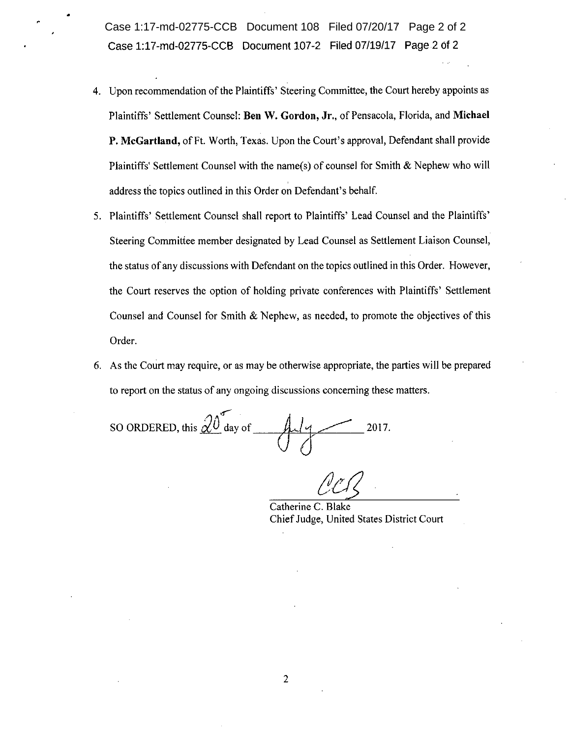4. Upon recommendation of the Plaintiffs' Steering Committee, the Court hereby appoints as Plaintiffs' Settlement Counsel: **Ben W. Gordon, Jr.**, of Pensacola, Florida, and **Michael P. McGartland,** of Ft. Worth, Texas. Upon the Court's approval, Defendant shall provide Plaintiffs' Settlement Counsel with the name(s) of counsel for Smith & Nephew who will address the topics outlined in this Order on Defendant's behalf.

5. Plaintiffs' Settlement Counsel shall report to Plaintiffs' Lead Counsel and the Plaintiffs' Steering Committee member designated by Lead Counsel as Settlement Liaison Counsel, the status of any discussions with Defendant on the topics outlined in this Order. However, the Court reserves the option of holding private conferences with Plaintiffs' Settlement Counsel and Counsel for Smith & Nephew, as needed, to promote the objectives of this Order.

6. As the Court may require, or as may be otherwise appropriate, the parties will be prepared to report on the status of any ongoing discussions concerning these matters.

SO ORDERED, this 20 day of July 2017.

CCB

Catherine C. Blake
Chief Judge, United States District Court